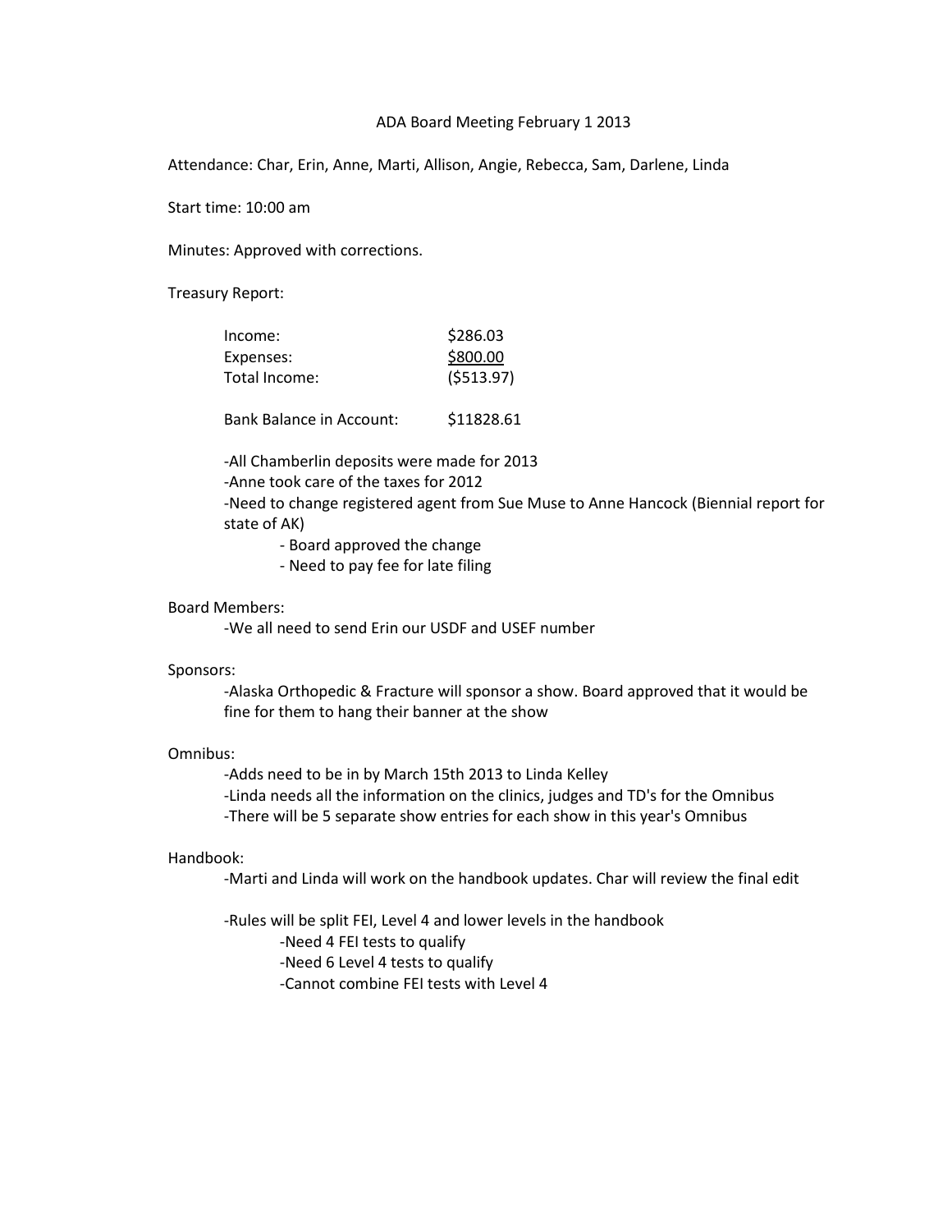# ADA Board Meeting February 1 2013

Attendance: Char, Erin, Anne, Marti, Allison, Angie, Rebecca, Sam, Darlene, Linda

Start time: 10:00 am

Minutes: Approved with corrections.

Treasury Report:

| | |
|---|---|
| Income: | $286.03 |
| Expenses: | $800.00 |
| Total Income: | ($513.97) |
| | |
| Bank Balance in Account: | $11828.61 |

- -All Chamberlin deposits were made for 2013
- -Anne took care of the taxes for 2012
- -Need to change registered agent from Sue Muse to Anne Hancock (Biennial report for state of AK)
  - - Board approved the change
  - - Need to pay fee for late filing

Board Members:

- -We all need to send Erin our USDF and USEF number

Sponsors:

- -Alaska Orthopedic & Fracture will sponsor a show. Board approved that it would be fine for them to hang their banner at the show

Omnibus:

- -Adds need to be in by March 15th 2013 to Linda Kelley
- -Linda needs all the information on the clinics, judges and TD's for the Omnibus
- -There will be 5 separate show entries for each show in this year's Omnibus

Handbook:

- -Marti and Linda will work on the handbook updates. Char will review the final edit

- -Rules will be split FEI, Level 4 and lower levels in the handbook
  - -Need 4 FEI tests to qualify
  - -Need 6 Level 4 tests to qualify
  - -Cannot combine FEI tests with Level 4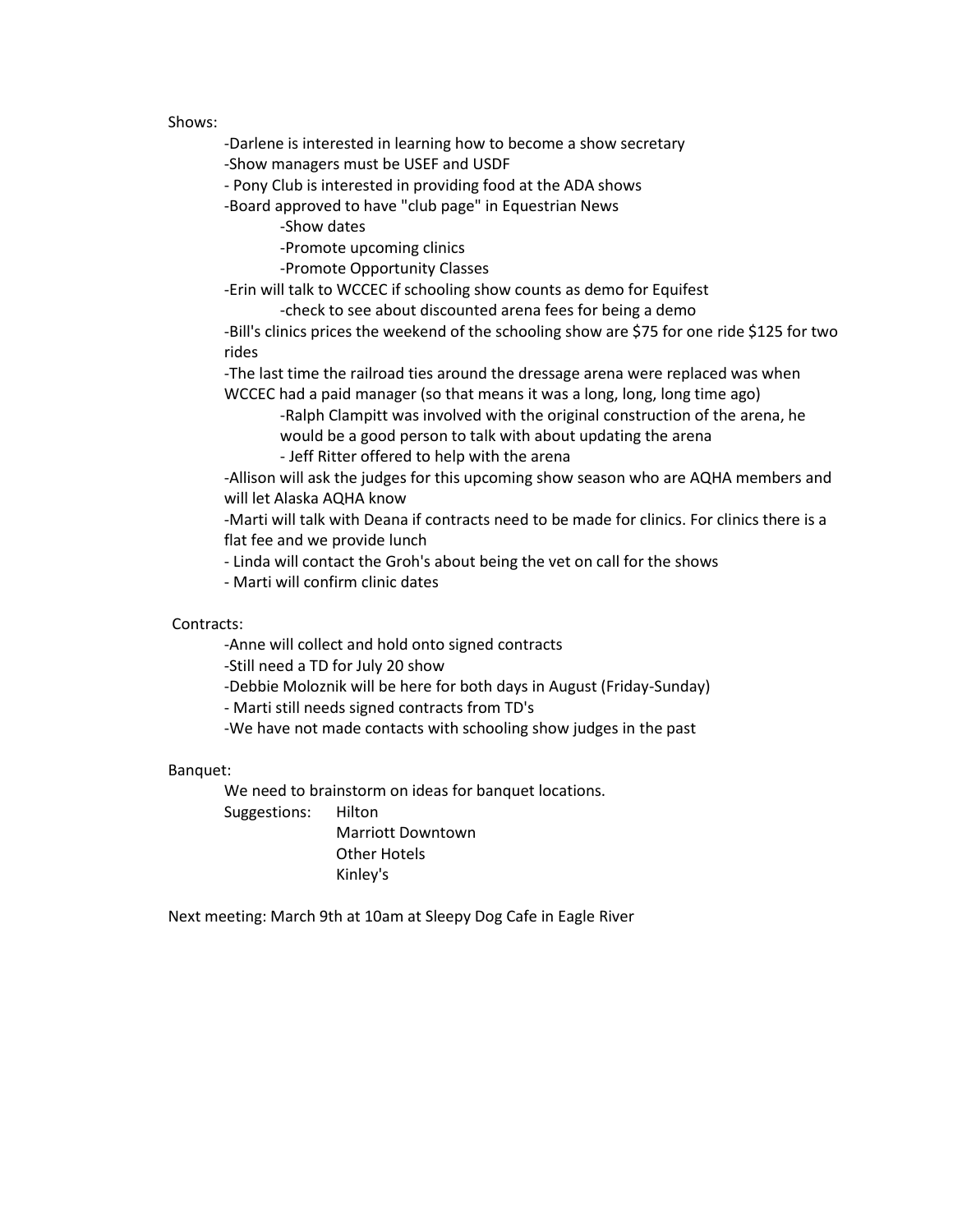Shows:

- Darlene is interested in learning how to become a show secretary
- Show managers must be USEF and USDF
- Pony Club is interested in providing food at the ADA shows
- Board approved to have "club page" in Equestrian News
    - Show dates
    - Promote upcoming clinics
    - Promote Opportunity Classes
- Erin will talk to WCCEC if schooling show counts as demo for Equifest
    - check to see about discounted arena fees for being a demo
- Bill's clinics prices the weekend of the schooling show are $75 for one ride $125 for two rides
- The last time the railroad ties around the dressage arena were replaced was when WCCEC had a paid manager (so that means it was a long, long, long time ago)
    - Ralph Clampitt was involved with the original construction of the arena, he would be a good person to talk with about updating the arena
    - Jeff Ritter offered to help with the arena
- Allison will ask the judges for this upcoming show season who are AQHA members and will let Alaska AQHA know
- Marti will talk with Deana if contracts need to be made for clinics. For clinics there is a flat fee and we provide lunch
- Linda will contact the Groh's about being the vet on call for the shows
- Marti will confirm clinic dates

Contracts:

- Anne will collect and hold onto signed contracts
- Still need a TD for July 20 show
- Debbie Moloznik will be here for both days in August (Friday-Sunday)
- Marti still needs signed contracts from TD's
- We have not made contacts with schooling show judges in the past

Banquet:

We need to brainstorm on ideas for banquet locations.

Suggestions:
- Hilton
- Marriott Downtown
- Other Hotels
- Kinley's

Next meeting: March 9th at 10am at Sleepy Dog Cafe in Eagle River